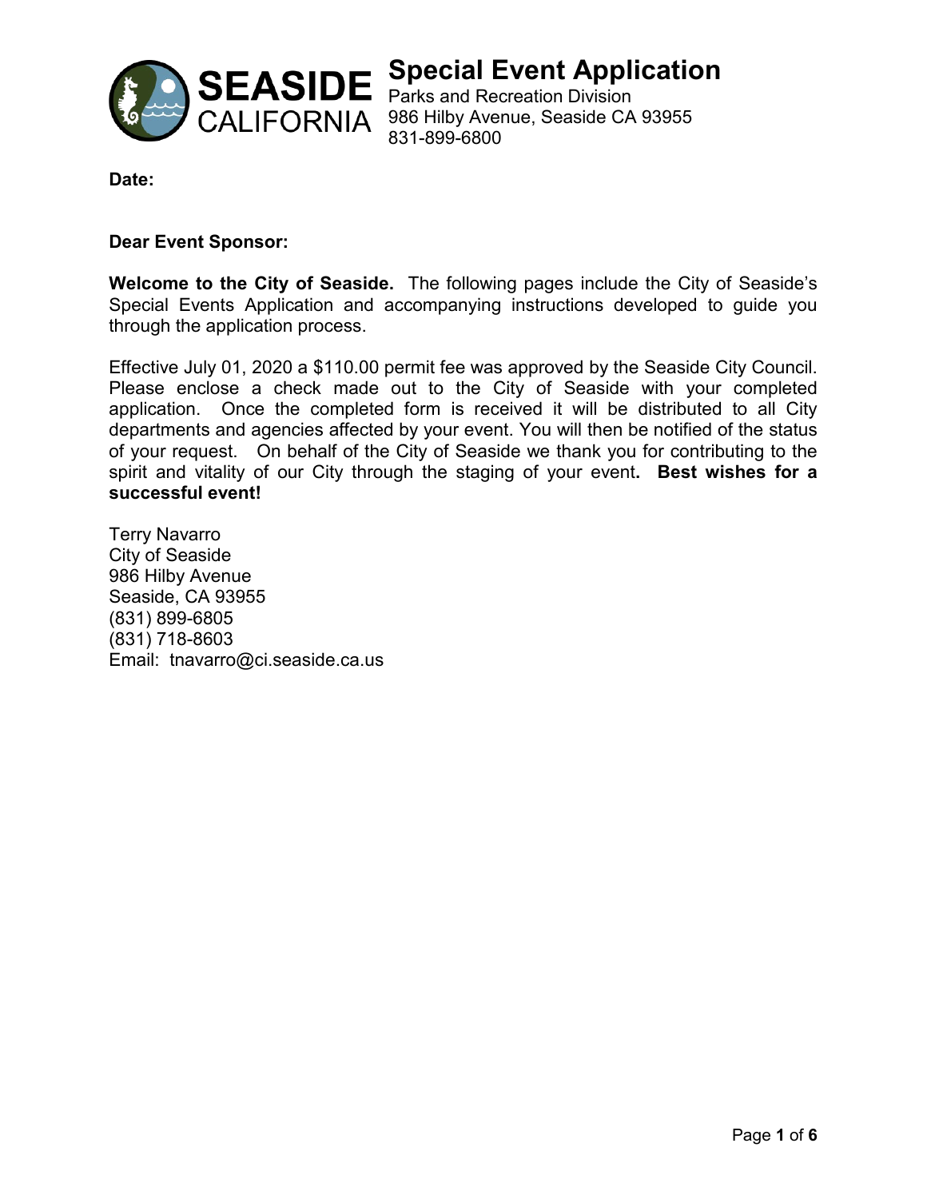**SEASIDE CALIFORNIA**

# Special Event Application

Parks and Recreation Division
986 Hilby Avenue, Seaside CA 93955
831-899-6800

**Date:**

**Dear Event Sponsor:**

**Welcome to the City of Seaside.** The following pages include the City of Seaside's Special Events Application and accompanying instructions developed to guide you through the application process.

Effective July 01, 2020 a $110.00 permit fee was approved by the Seaside City Council. Please enclose a check made out to the City of Seaside with your completed application. Once the completed form is received it will be distributed to all City departments and agencies affected by your event. You will then be notified of the status of your request. On behalf of the City of Seaside we thank you for contributing to the spirit and vitality of our City through the staging of your event**.** **Best wishes for a successful event!**

Terry Navarro
City of Seaside
986 Hilby Avenue
Seaside, CA 93955
(831) 899-6805
(831) 718-8603
Email: tnavarro@ci.seaside.ca.us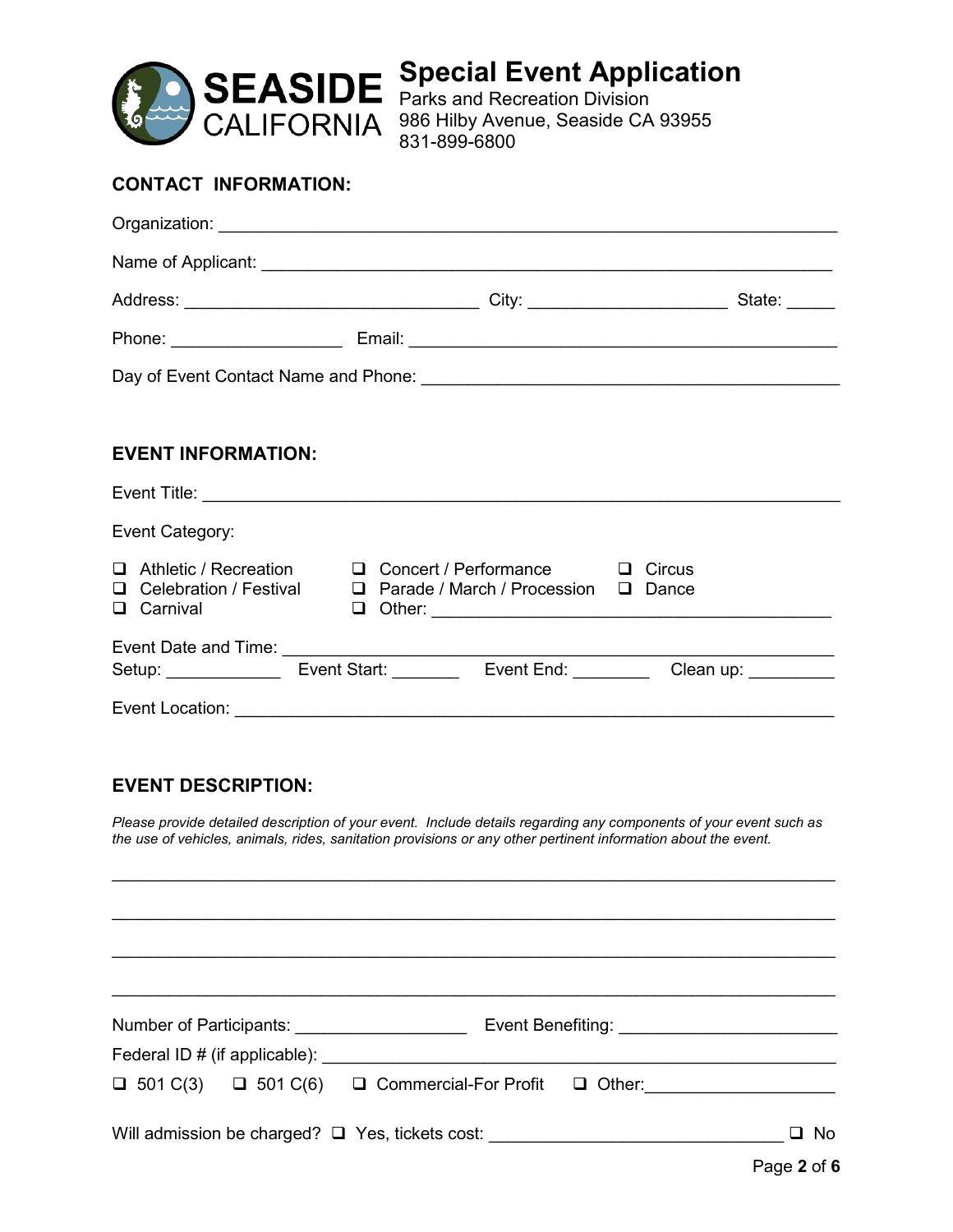# Special Event Application

SEASIDE CALIFORNIA

Parks and Recreation Division
986 Hilby Avenue, Seaside CA 93955
831-899-6800

## CONTACT INFORMATION:

Organization: ____________________________________________________________

Name of Applicant: _______________________________________________________

Address: ______________________________ City: ____________________ State: _____

Phone: __________________ Email: ____________________________________________

Day of Event Contact Name and Phone: __________________________________________

## EVENT INFORMATION:

Event Title: ______________________________________________________________

Event Category:

- ❑ Athletic / Recreation
- ❑ Celebration / Festival
- ❑ Carnival
- ❑ Concert / Performance
- ❑ Parade / March / Procession
- ❑ Other: ______________________________________
- ❑ Circus
- ❑ Dance

Event Date and Time: ______________________________________________________

Setup: ____________ Event Start: _______ Event End: ________ Clean up: _________

Event Location: ___________________________________________________________

## EVENT DESCRIPTION:

*Please provide detailed description of your event. Include details regarding any components of your event such as the use of vehicles, animals, rides, sanitation provisions or any other pertinent information about the event.*

______________________________________________________________________________

______________________________________________________________________________

______________________________________________________________________________

______________________________________________________________________________

Number of Participants: __________________ Event Benefiting: ______________________

Federal ID # (if applicable): ____________________________________________________

❑ 501 C(3) ❑ 501 C(6) ❑ Commercial-For Profit ❑ Other:____________________

Will admission be charged? ❑ Yes, tickets cost: _______________________________ ❑ No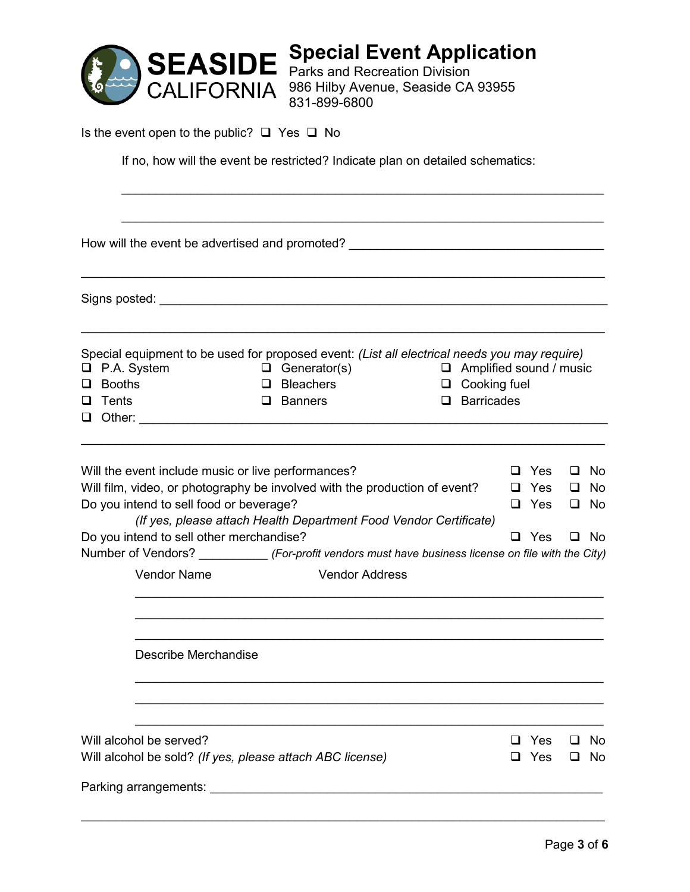# SEASIDE CALIFORNIA

## Special Event Application

Parks and Recreation Division
986 Hilby Avenue, Seaside CA 93955
831-899-6800

Is the event open to the public? ❑ Yes ❑ No

If no, how will the event be restricted? Indicate plan on detailed schematics:

_______________________________________________________________

_______________________________________________________________

How will the event be advertised and promoted? ________________________________

_______________________________________________________________

Signs posted: _______________________________________________________

_______________________________________________________________

Special equipment to be used for proposed event: *(List all electrical needs you may require)*

- ❑ P.A. System
- ❑ Generator(s)
- ❑ Amplified sound / music
- ❑ Booths
- ❑ Bleachers
- ❑ Cooking fuel
- ❑ Tents
- ❑ Banners
- ❑ Barricades
- ❑ Other: _______________________________________________________

_______________________________________________________________

Will the event include music or live performances? ❑ Yes ❑ No

Will film, video, or photography be involved with the production of event? ❑ Yes ❑ No

Do you intend to sell food or beverage? ❑ Yes ❑ No

*(If yes, please attach Health Department Food Vendor Certificate)*

Do you intend to sell other merchandise? ❑ Yes ❑ No

Number of Vendors? __________ *(For-profit vendors must have business license on file with the City)*

Vendor Name &nbsp;&nbsp;&nbsp;&nbsp;&nbsp;&nbsp;&nbsp;&nbsp; Vendor Address

_______________________________________________________________

_______________________________________________________________

_______________________________________________________________

Describe Merchandise

_______________________________________________________________

_______________________________________________________________

_______________________________________________________________

Will alcohol be served? ❑ Yes ❑ No

Will alcohol be sold? *(If yes, please attach ABC license)* ❑ Yes ❑ No

Parking arrangements: ________________________________________________

_______________________________________________________________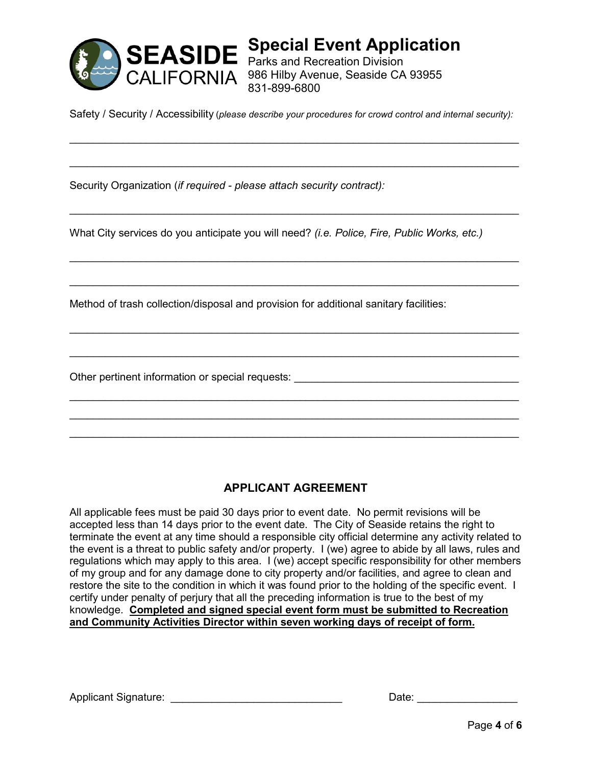**Special Event Application**

Parks and Recreation Division
986 Hilby Avenue, Seaside CA 93955
831-899-6800

Safety / Security / Accessibility (*please describe your procedures for crowd control and internal security):*

______________________________________________________________________________

______________________________________________________________________________

Security Organization (*if required - please attach security contract):*

______________________________________________________________________________

What City services do you anticipate you will need? *(i.e. Police, Fire, Public Works, etc.)*

______________________________________________________________________________

______________________________________________________________________________

Method of trash collection/disposal and provision for additional sanitary facilities:

______________________________________________________________________________

______________________________________________________________________________

Other pertinent information or special requests: ________________________________

______________________________________________________________________________

______________________________________________________________________________

______________________________________________________________________________

## APPLICANT AGREEMENT

All applicable fees must be paid 30 days prior to event date. No permit revisions will be accepted less than 14 days prior to the event date. The City of Seaside retains the right to terminate the event at any time should a responsible city official determine any activity related to the event is a threat to public safety and/or property. I (we) agree to abide by all laws, rules and regulations which may apply to this area. I (we) accept specific responsibility for other members of my group and for any damage done to city property and/or facilities, and agree to clean and restore the site to the condition in which it was found prior to the holding of the specific event. I certify under penalty of perjury that all the preceding information is true to the best of my knowledge. **Completed and signed special event form must be submitted to Recreation and Community Activities Director within seven working days of receipt of form.**

Applicant Signature: ______________________________ Date: _________________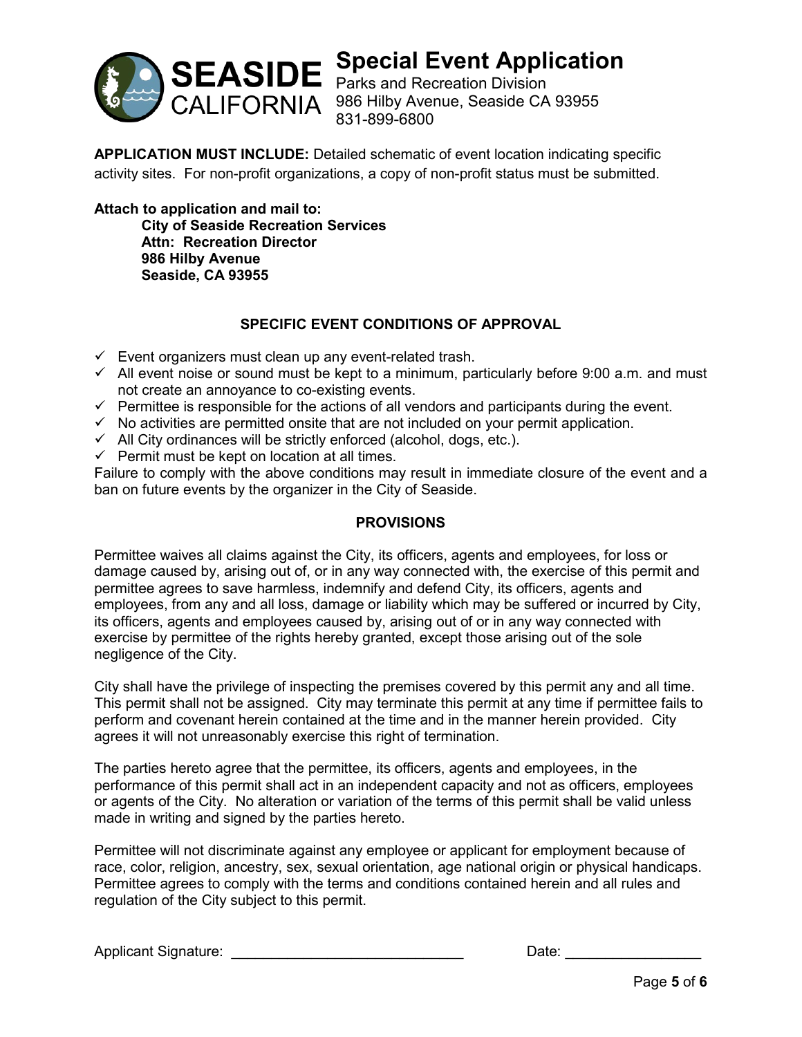# SEASIDE CALIFORNIA

## Special Event Application

Parks and Recreation Division
986 Hilby Avenue, Seaside CA 93955
831-899-6800

**APPLICATION MUST INCLUDE:** Detailed schematic of event location indicating specific activity sites. For non-profit organizations, a copy of non-profit status must be submitted.

**Attach to application and mail to:**
**City of Seaside Recreation Services**
**Attn: Recreation Director**
**986 Hilby Avenue**
**Seaside, CA 93955**

### SPECIFIC EVENT CONDITIONS OF APPROVAL

- ✓ Event organizers must clean up any event-related trash.
- ✓ All event noise or sound must be kept to a minimum, particularly before 9:00 a.m. and must not create an annoyance to co-existing events.
- ✓ Permittee is responsible for the actions of all vendors and participants during the event.
- ✓ No activities are permitted onsite that are not included on your permit application.
- ✓ All City ordinances will be strictly enforced (alcohol, dogs, etc.).
- ✓ Permit must be kept on location at all times.

Failure to comply with the above conditions may result in immediate closure of the event and a ban on future events by the organizer in the City of Seaside.

### PROVISIONS

Permittee waives all claims against the City, its officers, agents and employees, for loss or damage caused by, arising out of, or in any way connected with, the exercise of this permit and permittee agrees to save harmless, indemnify and defend City, its officers, agents and employees, from any and all loss, damage or liability which may be suffered or incurred by City, its officers, agents and employees caused by, arising out of or in any way connected with exercise by permittee of the rights hereby granted, except those arising out of the sole negligence of the City.

City shall have the privilege of inspecting the premises covered by this permit any and all time. This permit shall not be assigned. City may terminate this permit at any time if permittee fails to perform and covenant herein contained at the time and in the manner herein provided. City agrees it will not unreasonably exercise this right of termination.

The parties hereto agree that the permittee, its officers, agents and employees, in the performance of this permit shall act in an independent capacity and not as officers, employees or agents of the City. No alteration or variation of the terms of this permit shall be valid unless made in writing and signed by the parties hereto.

Permittee will not discriminate against any employee or applicant for employment because of race, color, religion, ancestry, sex, sexual orientation, age national origin or physical handicaps. Permittee agrees to comply with the terms and conditions contained herein and all rules and regulation of the City subject to this permit.

Applicant Signature: ______________________________ Date: _________________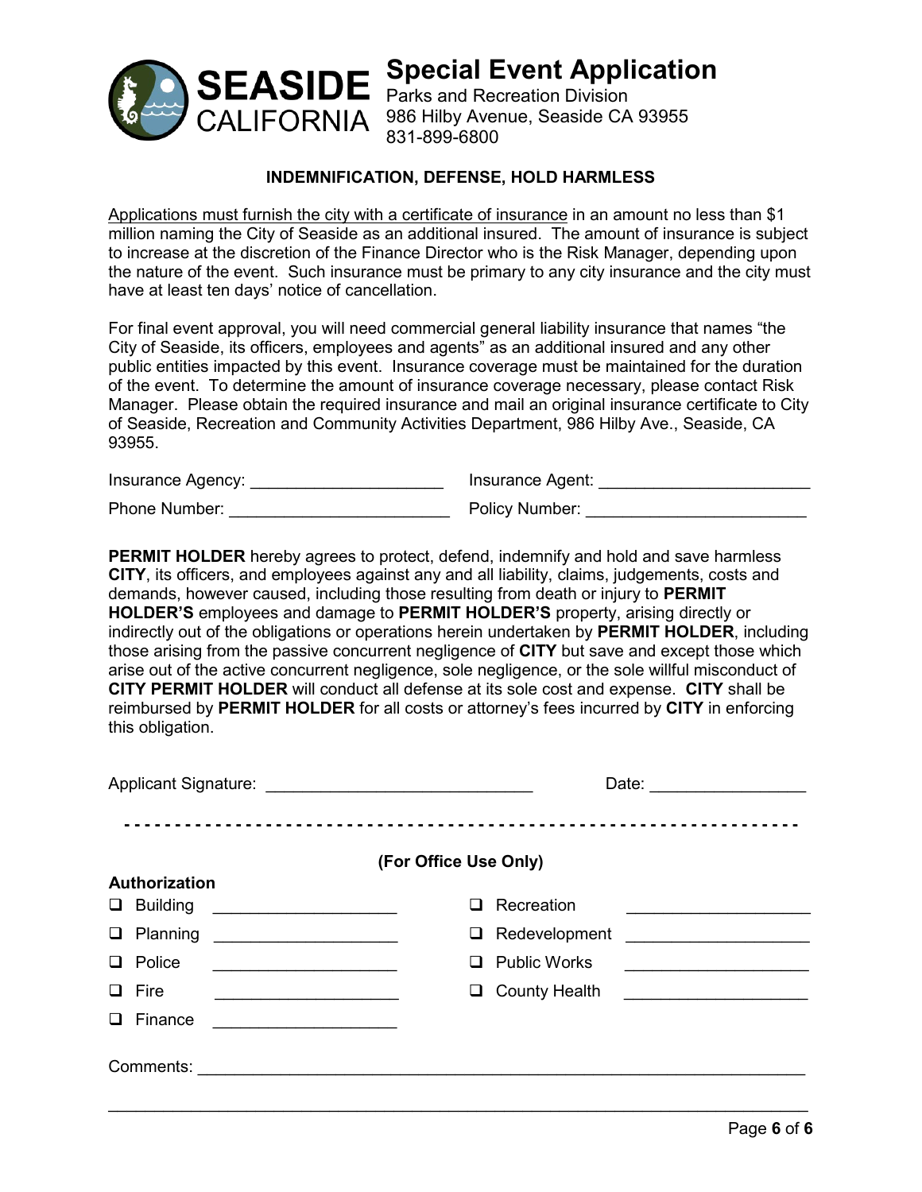# Special Event Application

Parks and Recreation Division
986 Hilby Avenue, Seaside CA 93955
831-899-6800

## INDEMNIFICATION, DEFENSE, HOLD HARMLESS

Applications must furnish the city with a certificate of insurance in an amount no less than $1 million naming the City of Seaside as an additional insured. The amount of insurance is subject to increase at the discretion of the Finance Director who is the Risk Manager, depending upon the nature of the event. Such insurance must be primary to any city insurance and the city must have at least ten days' notice of cancellation.

For final event approval, you will need commercial general liability insurance that names "the City of Seaside, its officers, employees and agents" as an additional insured and any other public entities impacted by this event. Insurance coverage must be maintained for the duration of the event. To determine the amount of insurance coverage necessary, please contact Risk Manager. Please obtain the required insurance and mail an original insurance certificate to City of Seaside, Recreation and Community Activities Department, 986 Hilby Ave., Seaside, CA 93955.

Insurance Agency: ____________________ Insurance Agent: ____________________

Phone Number: ____________________ Policy Number: ____________________

**PERMIT HOLDER** hereby agrees to protect, defend, indemnify and hold and save harmless **CITY**, its officers, and employees against any and all liability, claims, judgements, costs and demands, however caused, including those resulting from death or injury to **PERMIT HOLDER'S** employees and damage to **PERMIT HOLDER'S** property, arising directly or indirectly out of the obligations or operations herein undertaken by **PERMIT HOLDER**, including those arising from the passive concurrent negligence of **CITY** but save and except those which arise out of the active concurrent negligence, sole negligence, or the sole willful misconduct of **CITY PERMIT HOLDER** will conduct all defense at its sole cost and expense. **CITY** shall be reimbursed by **PERMIT HOLDER** for all costs or attorney's fees incurred by **CITY** in enforcing this obligation.

Applicant Signature: ____________________________ Date: ________________

- - - - - - - - - - - - - - - - - - - - - - - - - - - - - - - - - - - - - - - - - - - - -

**(For Office Use Only)**

**Authorization**

- ☐ Building ____________________
- ☐ Planning ____________________
- ☐ Police ____________________
- ☐ Fire ____________________
- ☐ Finance ____________________
- ☐ Recreation ____________________
- ☐ Redevelopment ____________________
- ☐ Public Works ____________________
- ☐ County Health ____________________

Comments: ______________________________________________________________

______________________________________________________________________